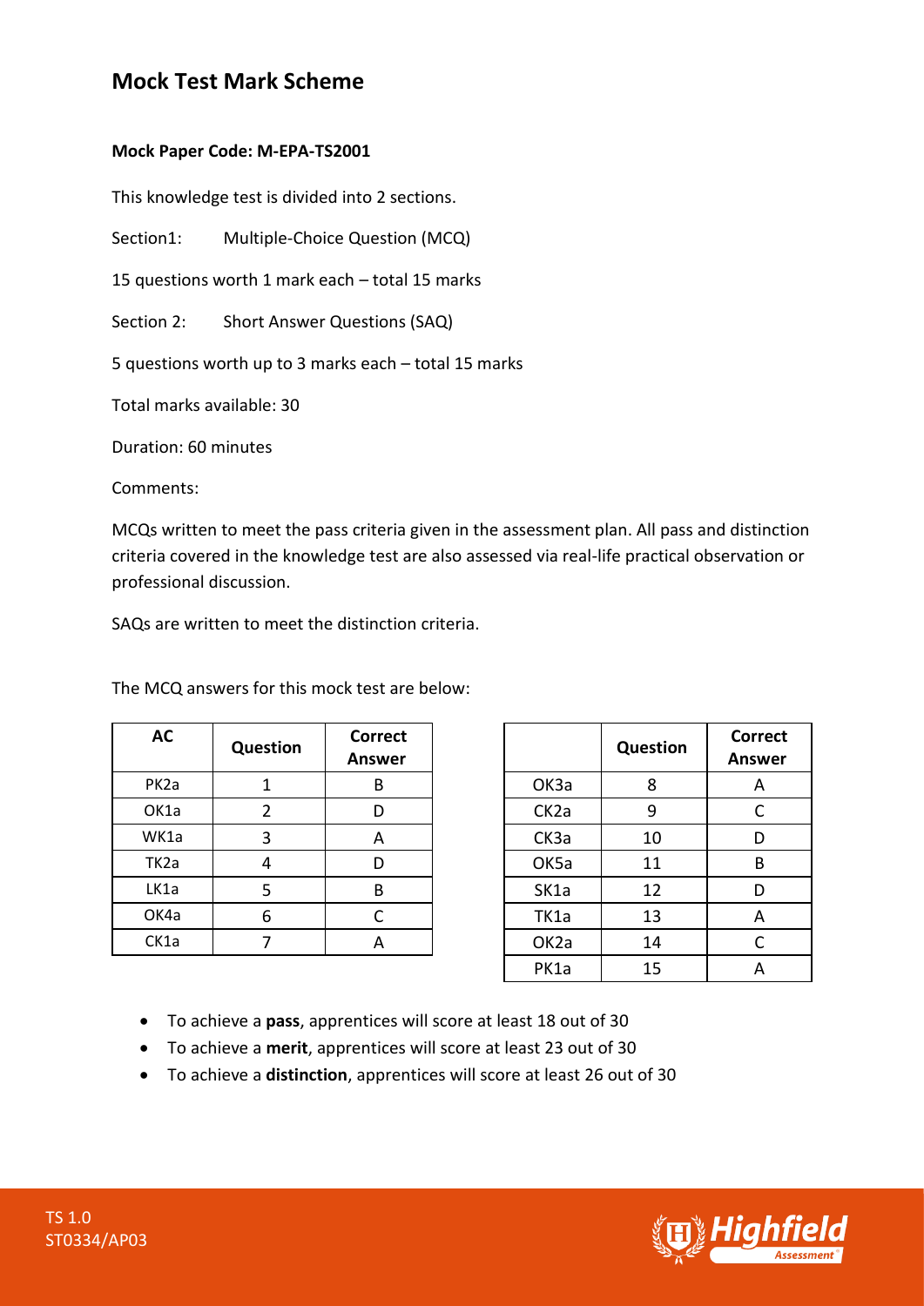# Mock Test Mark Scheme

**Mock Paper Code: M-EPA-TS2001**

This knowledge test is divided into 2 sections.

Section1: Multiple-Choice Question (MCQ)

15 questions worth 1 mark each – total 15 marks

Section 2: Short Answer Questions (SAQ)

5 questions worth up to 3 marks each – total 15 marks

Total marks available: 30

Duration: 60 minutes

Comments:

MCQs written to meet the pass criteria given in the assessment plan. All pass and distinction criteria covered in the knowledge test are also assessed via real-life practical observation or professional discussion.

SAQs are written to meet the distinction criteria.

The MCQ answers for this mock test are below:

| AC | Question | Correct Answer |
|---|---|---|
| PK2a | 1 | B |
| OK1a | 2 | D |
| WK1a | 3 | A |
| TK2a | 4 | D |
| LK1a | 5 | B |
| OK4a | 6 | C |
| CK1a | 7 | A |

| | Question | Correct Answer |
|---|---|---|
| OK3a | 8 | A |
| CK2a | 9 | C |
| CK3a | 10 | D |
| OK5a | 11 | B |
| SK1a | 12 | D |
| TK1a | 13 | A |
| OK2a | 14 | C |
| PK1a | 15 | A |

- To achieve a **pass**, apprentices will score at least 18 out of 30
- To achieve a **merit**, apprentices will score at least 23 out of 30
- To achieve a **distinction**, apprentices will score at least 26 out of 30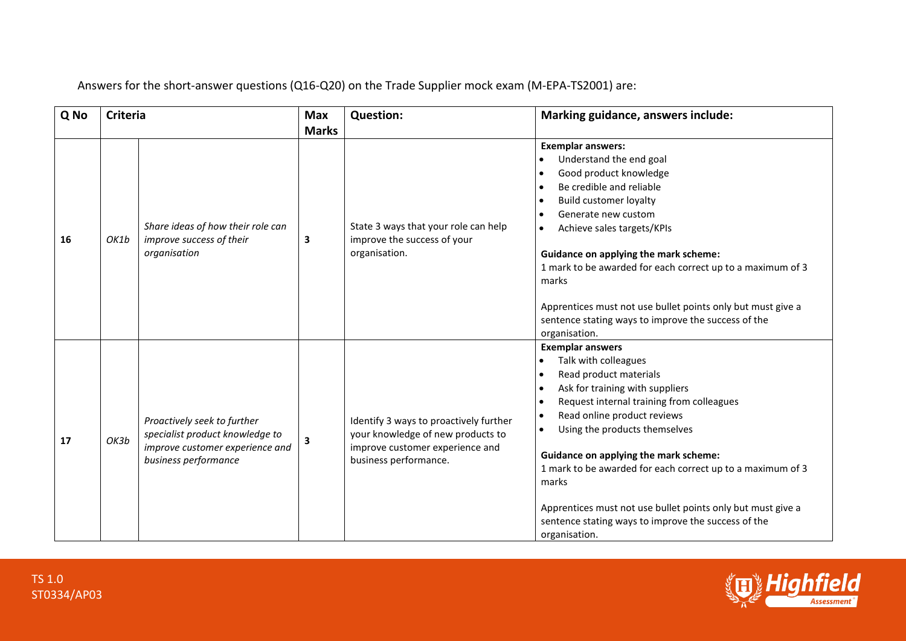Answers for the short-answer questions (Q16-Q20) on the Trade Supplier mock exam (M-EPA-TS2001) are:

| Q No | Criteria | | Max Marks | Question: | Marking guidance, answers include: |
|---|---|---|---|---|---|
| 16 | OK1b | *Share ideas of how their role can improve success of their organisation* | 3 | State 3 ways that your role can help improve the success of your organisation. | **Exemplar answers:**<br>• Understand the end goal<br>• Good product knowledge<br>• Be credible and reliable<br>• Build customer loyalty<br>• Generate new custom<br>• Achieve sales targets/KPIs<br><br>**Guidance on applying the mark scheme:**<br>1 mark to be awarded for each correct up to a maximum of 3 marks<br><br>Apprentices must not use bullet points only but must give a sentence stating ways to improve the success of the organisation. |
| 17 | OK3b | *Proactively seek to further specialist product knowledge to improve customer experience and business performance* | 3 | Identify 3 ways to proactively further your knowledge of new products to improve customer experience and business performance. | **Exemplar answers**<br>• Talk with colleagues<br>• Read product materials<br>• Ask for training with suppliers<br>• Request internal training from colleagues<br>• Read online product reviews<br>• Using the products themselves<br><br>**Guidance on applying the mark scheme:**<br>1 mark to be awarded for each correct up to a maximum of 3 marks<br><br>Apprentices must not use bullet points only but must give a sentence stating ways to improve the success of the organisation. |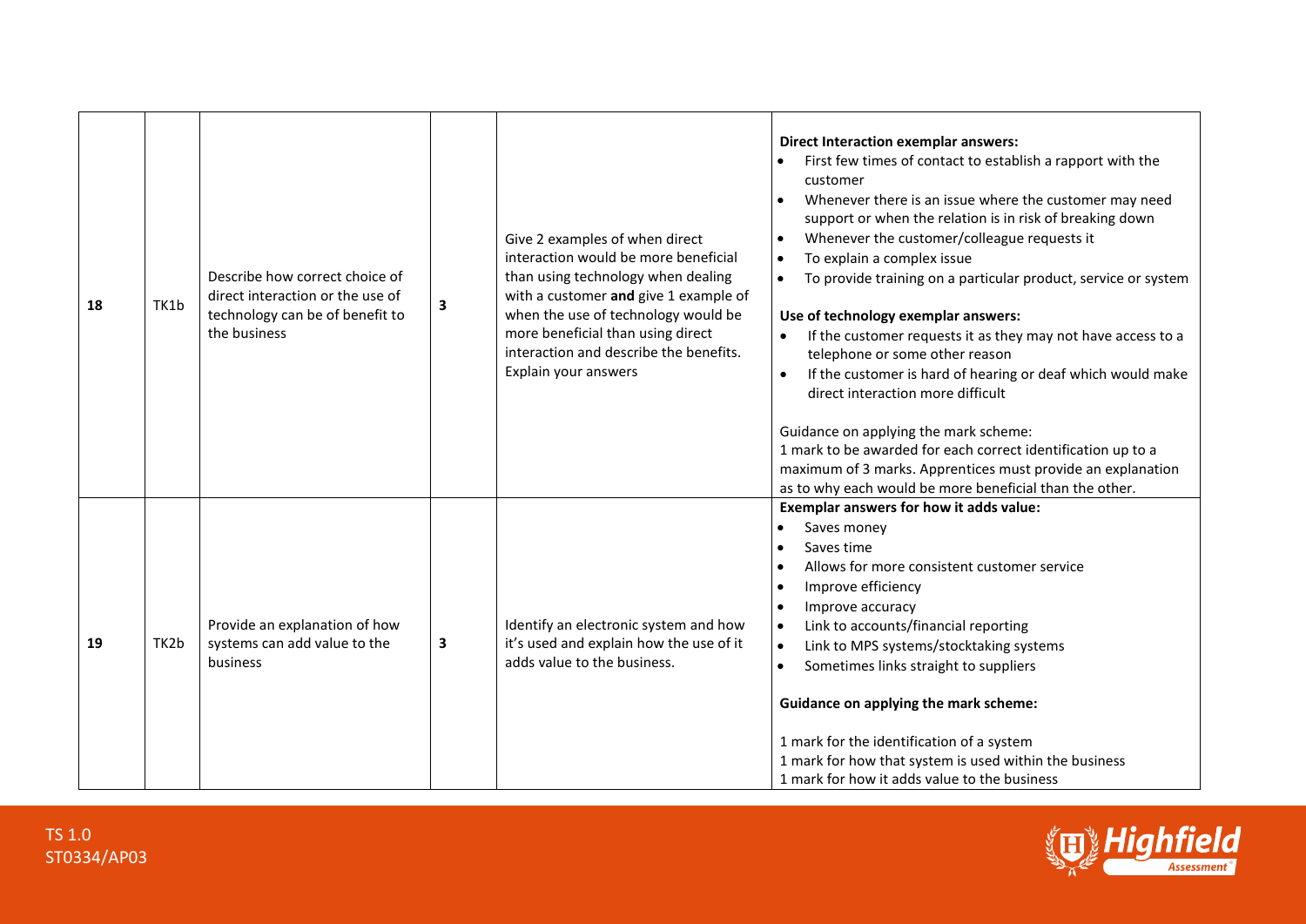| | | | | | |
|---|---|---|---|---|---|
| 18 | TK1b | Describe how correct choice of direct interaction or the use of technology can be of benefit to the business | 3 | Give 2 examples of when direct interaction would be more beneficial than using technology when dealing with a customer **and** give 1 example of when the use of technology would be more beneficial than using direct interaction and describe the benefits. Explain your answers | **Direct Interaction exemplar answers:**<br>• First few times of contact to establish a rapport with the customer<br>• Whenever there is an issue where the customer may need support or when the relation is in risk of breaking down<br>• Whenever the customer/colleague requests it<br>• To explain a complex issue<br>• To provide training on a particular product, service or system<br><br>**Use of technology exemplar answers:**<br>• If the customer requests it as they may not have access to a telephone or some other reason<br>• If the customer is hard of hearing or deaf which would make direct interaction more difficult<br><br>Guidance on applying the mark scheme:<br>1 mark to be awarded for each correct identification up to a maximum of 3 marks. Apprentices must provide an explanation as to why each would be more beneficial than the other. |
| 19 | TK2b | Provide an explanation of how systems can add value to the business | 3 | Identify an electronic system and how it's used and explain how the use of it adds value to the business. | **Exemplar answers for how it adds value:**<br>• Saves money<br>• Saves time<br>• Allows for more consistent customer service<br>• Improve efficiency<br>• Improve accuracy<br>• Link to accounts/financial reporting<br>• Link to MPS systems/stocktaking systems<br>• Sometimes links straight to suppliers<br><br>**Guidance on applying the mark scheme:**<br><br>1 mark for the identification of a system<br>1 mark for how that system is used within the business<br>1 mark for how it adds value to the business |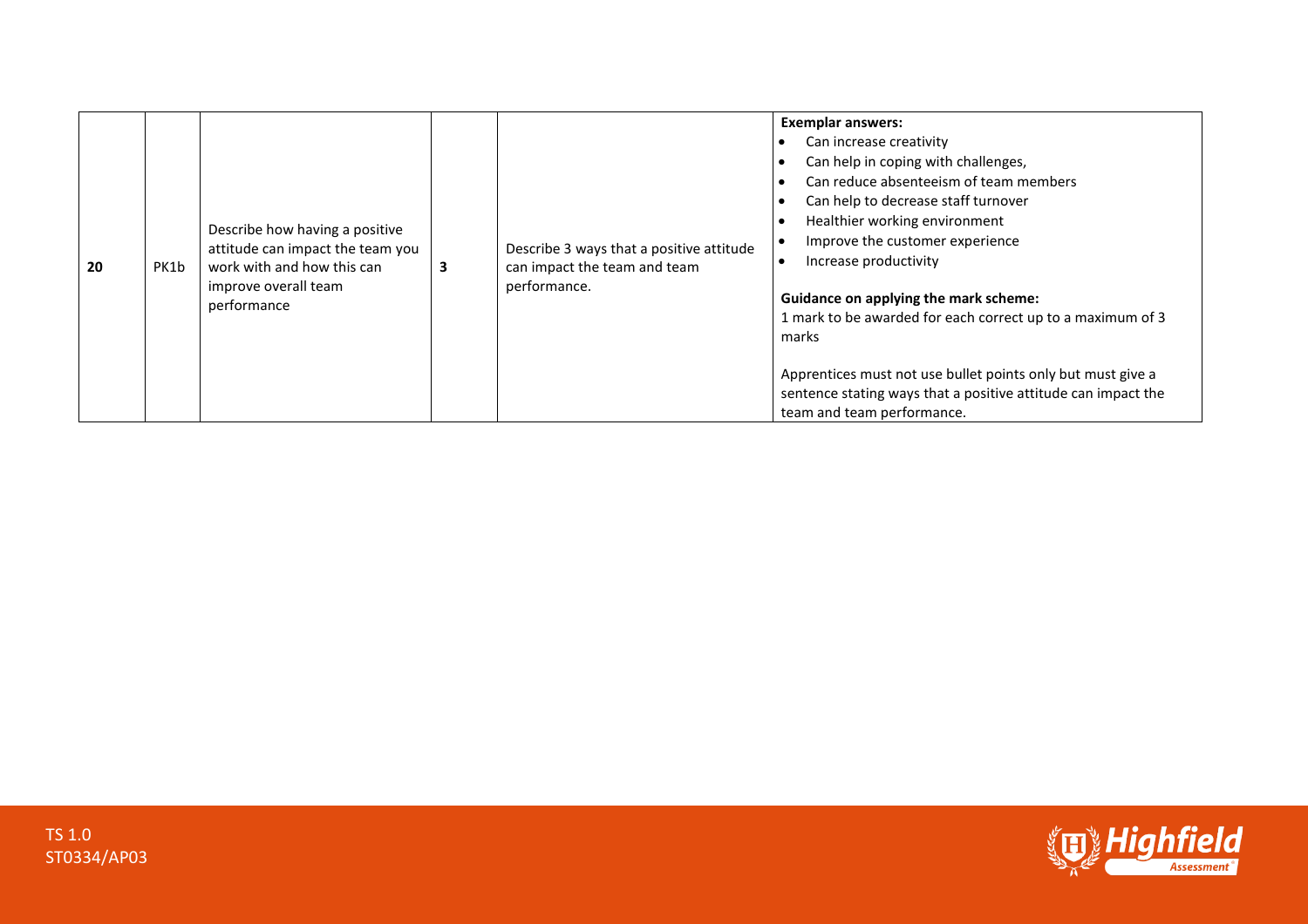| | | | | | |
|---|---|---|---|---|---|
| **20** | PK1b | Describe how having a positive attitude can impact the team you work with and how this can improve overall team performance | **3** | Describe 3 ways that a positive attitude can impact the team and team performance. | **Exemplar answers:**<br>• Can increase creativity<br>• Can help in coping with challenges,<br>• Can reduce absenteeism of team members<br>• Can help to decrease staff turnover<br>• Healthier working environment<br>• Improve the customer experience<br>• Increase productivity<br><br>**Guidance on applying the mark scheme:**<br>1 mark to be awarded for each correct up to a maximum of 3 marks<br><br>Apprentices must not use bullet points only but must give a sentence stating ways that a positive attitude can impact the team and team performance. |